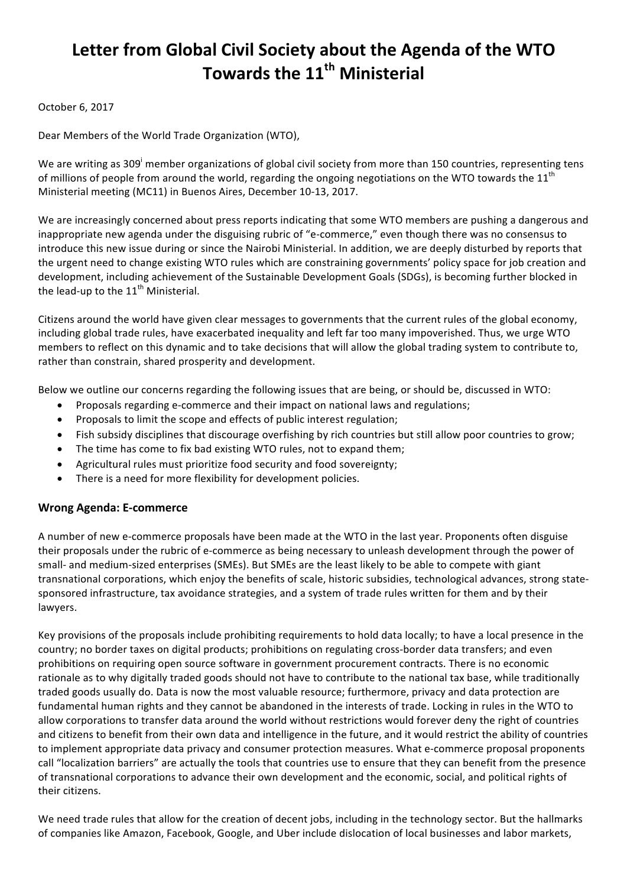# Letter from Global Civil Society about the Agenda of the WTO Towards the 11th Ministerial

October 6, 2017

Dear Members of the World Trade Organization (WTO),

We are writing as 309[i] member organizations of global civil society from more than 150 countries, representing tens of millions of people from around the world, regarding the ongoing negotiations on the WTO towards the 11th Ministerial meeting (MC11) in Buenos Aires, December 10-13, 2017.

We are increasingly concerned about press reports indicating that some WTO members are pushing a dangerous and inappropriate new agenda under the disguising rubric of "e-commerce," even though there was no consensus to introduce this new issue during or since the Nairobi Ministerial. In addition, we are deeply disturbed by reports that the urgent need to change existing WTO rules which are constraining governments' policy space for job creation and development, including achievement of the Sustainable Development Goals (SDGs), is becoming further blocked in the lead-up to the 11th Ministerial.

Citizens around the world have given clear messages to governments that the current rules of the global economy, including global trade rules, have exacerbated inequality and left far too many impoverished. Thus, we urge WTO members to reflect on this dynamic and to take decisions that will allow the global trading system to contribute to, rather than constrain, shared prosperity and development.

Below we outline our concerns regarding the following issues that are being, or should be, discussed in WTO:

- Proposals regarding e-commerce and their impact on national laws and regulations;
- Proposals to limit the scope and effects of public interest regulation;
- Fish subsidy disciplines that discourage overfishing by rich countries but still allow poor countries to grow;
- The time has come to fix bad existing WTO rules, not to expand them;
- Agricultural rules must prioritize food security and food sovereignty;
- There is a need for more flexibility for development policies.

## Wrong Agenda: E-commerce

A number of new e-commerce proposals have been made at the WTO in the last year. Proponents often disguise their proposals under the rubric of e-commerce as being necessary to unleash development through the power of small- and medium-sized enterprises (SMEs). But SMEs are the least likely to be able to compete with giant transnational corporations, which enjoy the benefits of scale, historic subsidies, technological advances, strong state-sponsored infrastructure, tax avoidance strategies, and a system of trade rules written for them and by their lawyers.

Key provisions of the proposals include prohibiting requirements to hold data locally; to have a local presence in the country; no border taxes on digital products; prohibitions on regulating cross-border data transfers; and even prohibitions on requiring open source software in government procurement contracts. There is no economic rationale as to why digitally traded goods should not have to contribute to the national tax base, while traditionally traded goods usually do. Data is now the most valuable resource; furthermore, privacy and data protection are fundamental human rights and they cannot be abandoned in the interests of trade. Locking in rules in the WTO to allow corporations to transfer data around the world without restrictions would forever deny the right of countries and citizens to benefit from their own data and intelligence in the future, and it would restrict the ability of countries to implement appropriate data privacy and consumer protection measures. What e-commerce proposal proponents call "localization barriers" are actually the tools that countries use to ensure that they can benefit from the presence of transnational corporations to advance their own development and the economic, social, and political rights of their citizens.

We need trade rules that allow for the creation of decent jobs, including in the technology sector. But the hallmarks of companies like Amazon, Facebook, Google, and Uber include dislocation of local businesses and labor markets,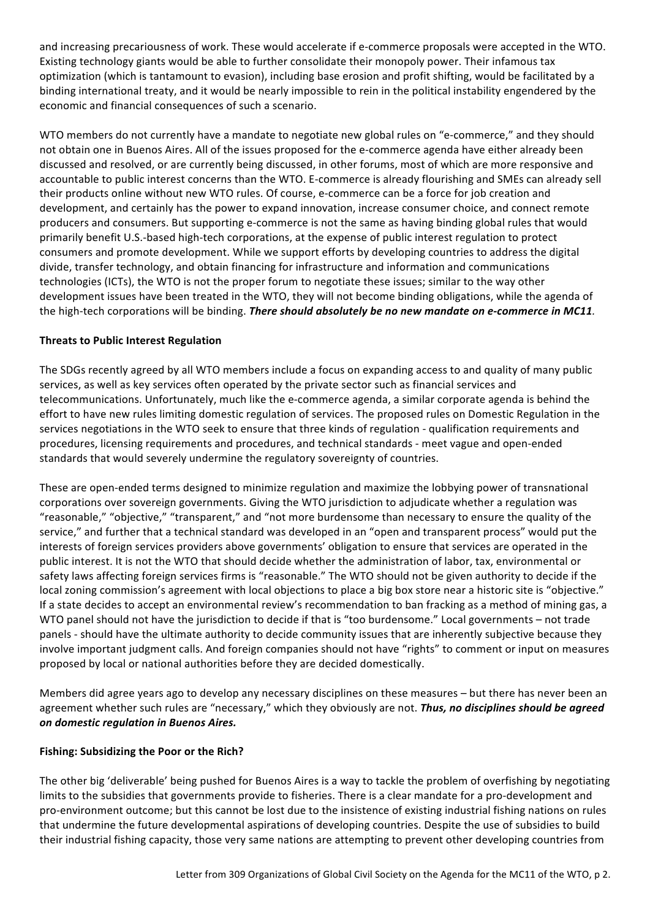and increasing precariousness of work. These would accelerate if e-commerce proposals were accepted in the WTO. Existing technology giants would be able to further consolidate their monopoly power. Their infamous tax optimization (which is tantamount to evasion), including base erosion and profit shifting, would be facilitated by a binding international treaty, and it would be nearly impossible to rein in the political instability engendered by the economic and financial consequences of such a scenario.

WTO members do not currently have a mandate to negotiate new global rules on "e-commerce," and they should not obtain one in Buenos Aires. All of the issues proposed for the e-commerce agenda have either already been discussed and resolved, or are currently being discussed, in other forums, most of which are more responsive and accountable to public interest concerns than the WTO. E-commerce is already flourishing and SMEs can already sell their products online without new WTO rules. Of course, e-commerce can be a force for job creation and development, and certainly has the power to expand innovation, increase consumer choice, and connect remote producers and consumers. But supporting e-commerce is not the same as having binding global rules that would primarily benefit U.S.-based high-tech corporations, at the expense of public interest regulation to protect consumers and promote development. While we support efforts by developing countries to address the digital divide, transfer technology, and obtain financing for infrastructure and information and communications technologies (ICTs), the WTO is not the proper forum to negotiate these issues; similar to the way other development issues have been treated in the WTO, they will not become binding obligations, while the agenda of the high-tech corporations will be binding. ***There should absolutely be no new mandate on e-commerce in MC11.***

**Threats to Public Interest Regulation**

The SDGs recently agreed by all WTO members include a focus on expanding access to and quality of many public services, as well as key services often operated by the private sector such as financial services and telecommunications. Unfortunately, much like the e-commerce agenda, a similar corporate agenda is behind the effort to have new rules limiting domestic regulation of services. The proposed rules on Domestic Regulation in the services negotiations in the WTO seek to ensure that three kinds of regulation - qualification requirements and procedures, licensing requirements and procedures, and technical standards - meet vague and open-ended standards that would severely undermine the regulatory sovereignty of countries.

These are open-ended terms designed to minimize regulation and maximize the lobbying power of transnational corporations over sovereign governments. Giving the WTO jurisdiction to adjudicate whether a regulation was "reasonable," "objective," "transparent," and "not more burdensome than necessary to ensure the quality of the service," and further that a technical standard was developed in an "open and transparent process" would put the interests of foreign services providers above governments' obligation to ensure that services are operated in the public interest. It is not the WTO that should decide whether the administration of labor, tax, environmental or safety laws affecting foreign services firms is "reasonable." The WTO should not be given authority to decide if the local zoning commission's agreement with local objections to place a big box store near a historic site is "objective." If a state decides to accept an environmental review's recommendation to ban fracking as a method of mining gas, a WTO panel should not have the jurisdiction to decide if that is "too burdensome." Local governments – not trade panels - should have the ultimate authority to decide community issues that are inherently subjective because they involve important judgment calls. And foreign companies should not have "rights" to comment or input on measures proposed by local or national authorities before they are decided domestically.

Members did agree years ago to develop any necessary disciplines on these measures – but there has never been an agreement whether such rules are "necessary," which they obviously are not. ***Thus, no disciplines should be agreed on domestic regulation in Buenos Aires.***

**Fishing: Subsidizing the Poor or the Rich?**

The other big 'deliverable' being pushed for Buenos Aires is a way to tackle the problem of overfishing by negotiating limits to the subsidies that governments provide to fisheries. There is a clear mandate for a pro-development and pro-environment outcome; but this cannot be lost due to the insistence of existing industrial fishing nations on rules that undermine the future developmental aspirations of developing countries. Despite the use of subsidies to build their industrial fishing capacity, those very same nations are attempting to prevent other developing countries from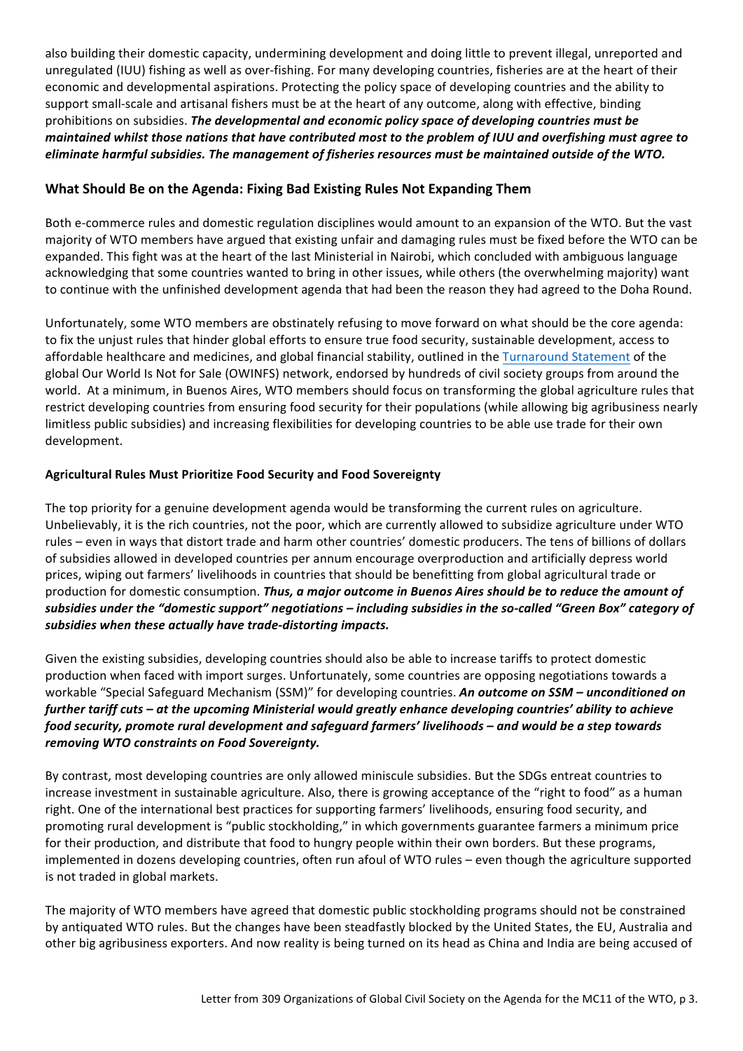also building their domestic capacity, undermining development and doing little to prevent illegal, unreported and unregulated (IUU) fishing as well as over-fishing. For many developing countries, fisheries are at the heart of their economic and developmental aspirations. Protecting the policy space of developing countries and the ability to support small-scale and artisanal fishers must be at the heart of any outcome, along with effective, binding prohibitions on subsidies. ***The developmental and economic policy space of developing countries must be maintained whilst those nations that have contributed most to the problem of IUU and overfishing must agree to eliminate harmful subsidies. The management of fisheries resources must be maintained outside of the WTO.***

## What Should Be on the Agenda: Fixing Bad Existing Rules Not Expanding Them

Both e-commerce rules and domestic regulation disciplines would amount to an expansion of the WTO. But the vast majority of WTO members have argued that existing unfair and damaging rules must be fixed before the WTO can be expanded. This fight was at the heart of the last Ministerial in Nairobi, which concluded with ambiguous language acknowledging that some countries wanted to bring in other issues, while others (the overwhelming majority) want to continue with the unfinished development agenda that had been the reason they had agreed to the Doha Round.

Unfortunately, some WTO members are obstinately refusing to move forward on what should be the core agenda: to fix the unjust rules that hinder global efforts to ensure true food security, sustainable development, access to affordable healthcare and medicines, and global financial stability, outlined in the Turnaround Statement of the global Our World Is Not for Sale (OWINFS) network, endorsed by hundreds of civil society groups from around the world. At a minimum, in Buenos Aires, WTO members should focus on transforming the global agriculture rules that restrict developing countries from ensuring food security for their populations (while allowing big agribusiness nearly limitless public subsidies) and increasing flexibilities for developing countries to be able use trade for their own development.

### Agricultural Rules Must Prioritize Food Security and Food Sovereignty

The top priority for a genuine development agenda would be transforming the current rules on agriculture. Unbelievably, it is the rich countries, not the poor, which are currently allowed to subsidize agriculture under WTO rules – even in ways that distort trade and harm other countries' domestic producers. The tens of billions of dollars of subsidies allowed in developed countries per annum encourage overproduction and artificially depress world prices, wiping out farmers' livelihoods in countries that should be benefitting from global agricultural trade or production for domestic consumption. ***Thus, a major outcome in Buenos Aires should be to reduce the amount of subsidies under the "domestic support" negotiations – including subsidies in the so-called "Green Box" category of subsidies when these actually have trade-distorting impacts.***

Given the existing subsidies, developing countries should also be able to increase tariffs to protect domestic production when faced with import surges. Unfortunately, some countries are opposing negotiations towards a workable "Special Safeguard Mechanism (SSM)" for developing countries. ***An outcome on SSM – unconditioned on further tariff cuts – at the upcoming Ministerial would greatly enhance developing countries' ability to achieve food security, promote rural development and safeguard farmers' livelihoods – and would be a step towards removing WTO constraints on Food Sovereignty.***

By contrast, most developing countries are only allowed miniscule subsidies. But the SDGs entreat countries to increase investment in sustainable agriculture. Also, there is growing acceptance of the "right to food" as a human right. One of the international best practices for supporting farmers' livelihoods, ensuring food security, and promoting rural development is "public stockholding," in which governments guarantee farmers a minimum price for their production, and distribute that food to hungry people within their own borders. But these programs, implemented in dozens developing countries, often run afoul of WTO rules – even though the agriculture supported is not traded in global markets.

The majority of WTO members have agreed that domestic public stockholding programs should not be constrained by antiquated WTO rules. But the changes have been steadfastly blocked by the United States, the EU, Australia and other big agribusiness exporters. And now reality is being turned on its head as China and India are being accused of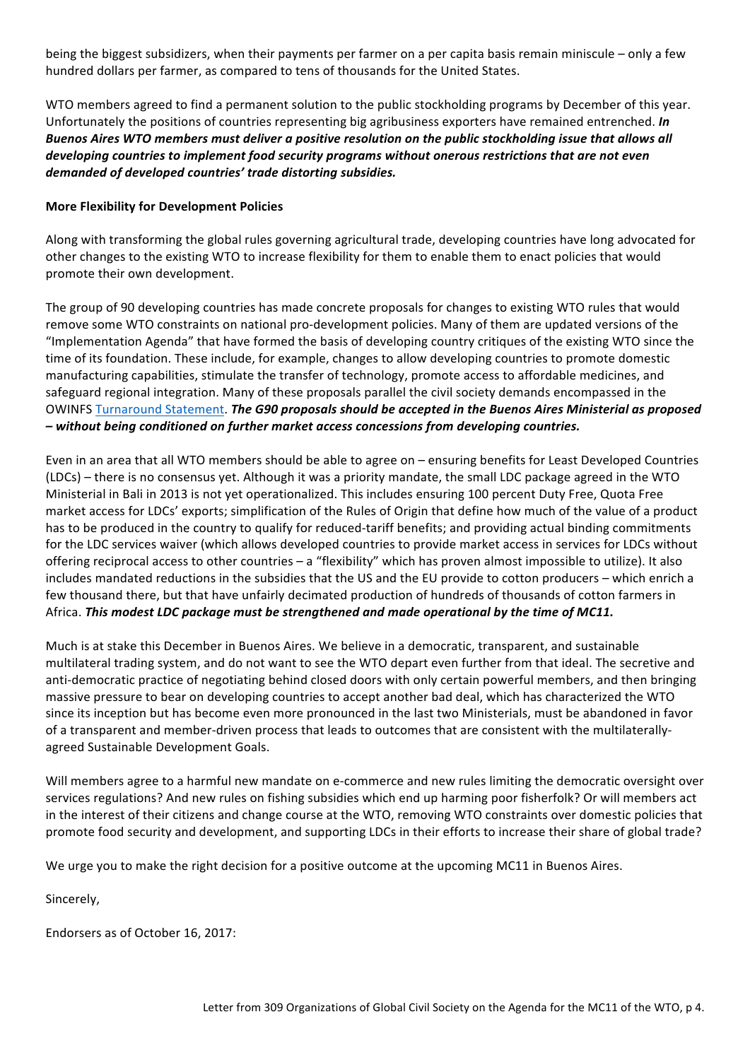being the biggest subsidizers, when their payments per farmer on a per capita basis remain miniscule – only a few hundred dollars per farmer, as compared to tens of thousands for the United States.

WTO members agreed to find a permanent solution to the public stockholding programs by December of this year. Unfortunately the positions of countries representing big agribusiness exporters have remained entrenched. ***In Buenos Aires WTO members must deliver a positive resolution on the public stockholding issue that allows all developing countries to implement food security programs without onerous restrictions that are not even demanded of developed countries' trade distorting subsidies.***

**More Flexibility for Development Policies**

Along with transforming the global rules governing agricultural trade, developing countries have long advocated for other changes to the existing WTO to increase flexibility for them to enable them to enact policies that would promote their own development.

The group of 90 developing countries has made concrete proposals for changes to existing WTO rules that would remove some WTO constraints on national pro-development policies. Many of them are updated versions of the "Implementation Agenda" that have formed the basis of developing country critiques of the existing WTO since the time of its foundation. These include, for example, changes to allow developing countries to promote domestic manufacturing capabilities, stimulate the transfer of technology, promote access to affordable medicines, and safeguard regional integration. Many of these proposals parallel the civil society demands encompassed in the OWINFS Turnaround Statement. ***The G90 proposals should be accepted in the Buenos Aires Ministerial as proposed – without being conditioned on further market access concessions from developing countries.***

Even in an area that all WTO members should be able to agree on – ensuring benefits for Least Developed Countries (LDCs) – there is no consensus yet. Although it was a priority mandate, the small LDC package agreed in the WTO Ministerial in Bali in 2013 is not yet operationalized. This includes ensuring 100 percent Duty Free, Quota Free market access for LDCs' exports; simplification of the Rules of Origin that define how much of the value of a product has to be produced in the country to qualify for reduced-tariff benefits; and providing actual binding commitments for the LDC services waiver (which allows developed countries to provide market access in services for LDCs without offering reciprocal access to other countries – a "flexibility" which has proven almost impossible to utilize). It also includes mandated reductions in the subsidies that the US and the EU provide to cotton producers – which enrich a few thousand there, but that have unfairly decimated production of hundreds of thousands of cotton farmers in Africa. ***This modest LDC package must be strengthened and made operational by the time of MC11.***

Much is at stake this December in Buenos Aires. We believe in a democratic, transparent, and sustainable multilateral trading system, and do not want to see the WTO depart even further from that ideal. The secretive and anti-democratic practice of negotiating behind closed doors with only certain powerful members, and then bringing massive pressure to bear on developing countries to accept another bad deal, which has characterized the WTO since its inception but has become even more pronounced in the last two Ministerials, must be abandoned in favor of a transparent and member-driven process that leads to outcomes that are consistent with the multilaterally-agreed Sustainable Development Goals.

Will members agree to a harmful new mandate on e-commerce and new rules limiting the democratic oversight over services regulations? And new rules on fishing subsidies which end up harming poor fisherfolk? Or will members act in the interest of their citizens and change course at the WTO, removing WTO constraints over domestic policies that promote food security and development, and supporting LDCs in their efforts to increase their share of global trade?

We urge you to make the right decision for a positive outcome at the upcoming MC11 in Buenos Aires.

Sincerely,

Endorsers as of October 16, 2017: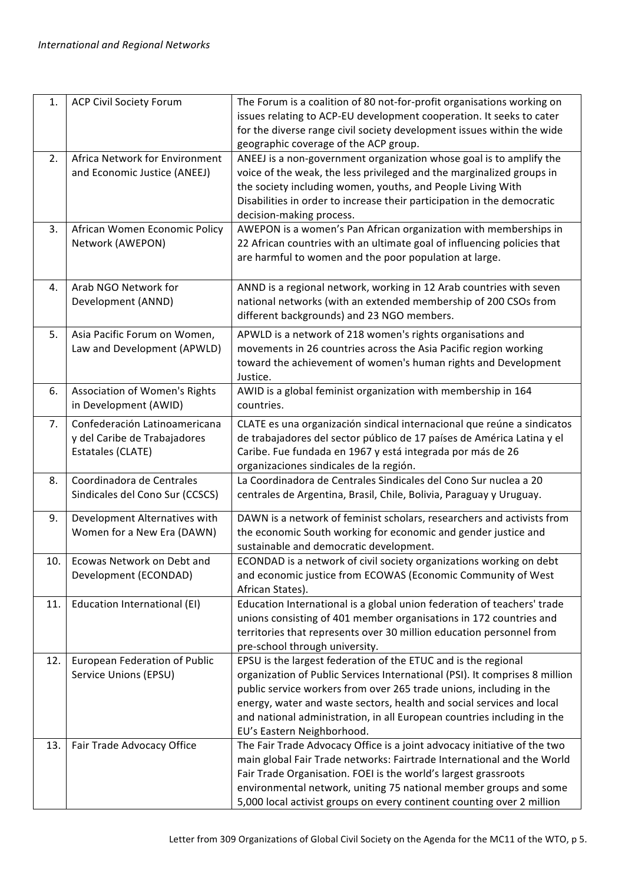*International and Regional Networks*

| | | |
|---|---|---|
| 1. | ACP Civil Society Forum | The Forum is a coalition of 80 not-for-profit organisations working on issues relating to ACP-EU development cooperation. It seeks to cater for the diverse range civil society development issues within the wide geographic coverage of the ACP group. |
| 2. | Africa Network for Environment and Economic Justice (ANEEJ) | ANEEJ is a non-government organization whose goal is to amplify the voice of the weak, the less privileged and the marginalized groups in the society including women, youths, and People Living With Disabilities in order to increase their participation in the democratic decision-making process. |
| 3. | African Women Economic Policy Network (AWEPON) | AWEPON is a women's Pan African organization with memberships in 22 African countries with an ultimate goal of influencing policies that are harmful to women and the poor population at large. |
| 4. | Arab NGO Network for Development (ANND) | ANND is a regional network, working in 12 Arab countries with seven national networks (with an extended membership of 200 CSOs from different backgrounds) and 23 NGO members. |
| 5. | Asia Pacific Forum on Women, Law and Development (APWLD) | APWLD is a network of 218 women's rights organisations and movements in 26 countries across the Asia Pacific region working toward the achievement of women's human rights and Development Justice. |
| 6. | Association of Women's Rights in Development (AWID) | AWID is a global feminist organization with membership in 164 countries. |
| 7. | Confederación Latinoamericana y del Caribe de Trabajadores Estatales (CLATE) | CLATE es una organización sindical internacional que reúne a sindicatos de trabajadores del sector público de 17 países de América Latina y el Caribe. Fue fundada en 1967 y está integrada por más de 26 organizaciones sindicales de la región. |
| 8. | Coordinadora de Centrales Sindicales del Cono Sur (CCSCS) | La Coordinadora de Centrales Sindicales del Cono Sur nuclea a 20 centrales de Argentina, Brasil, Chile, Bolivia, Paraguay y Uruguay. |
| 9. | Development Alternatives with Women for a New Era (DAWN) | DAWN is a network of feminist scholars, researchers and activists from the economic South working for economic and gender justice and sustainable and democratic development. |
| 10. | Ecowas Network on Debt and Development (ECONDAD) | ECONDAD is a network of civil society organizations working on debt and economic justice from ECOWAS (Economic Community of West African States). |
| 11. | Education International (EI) | Education International is a global union federation of teachers' trade unions consisting of 401 member organisations in 172 countries and territories that represents over 30 million education personnel from pre-school through university. |
| 12. | European Federation of Public Service Unions (EPSU) | EPSU is the largest federation of the ETUC and is the regional organization of Public Services International (PSI). It comprises 8 million public service workers from over 265 trade unions, including in the energy, water and waste sectors, health and social services and local and national administration, in all European countries including in the EU's Eastern Neighborhood. |
| 13. | Fair Trade Advocacy Office | The Fair Trade Advocacy Office is a joint advocacy initiative of the two main global Fair Trade networks: Fairtrade International and the World Fair Trade Organisation. FOEI is the world's largest grassroots environmental network, uniting 75 national member groups and some 5,000 local activist groups on every continent counting over 2 million |

Letter from 309 Organizations of Global Civil Society on the Agenda for the MC11 of the WTO, p 5.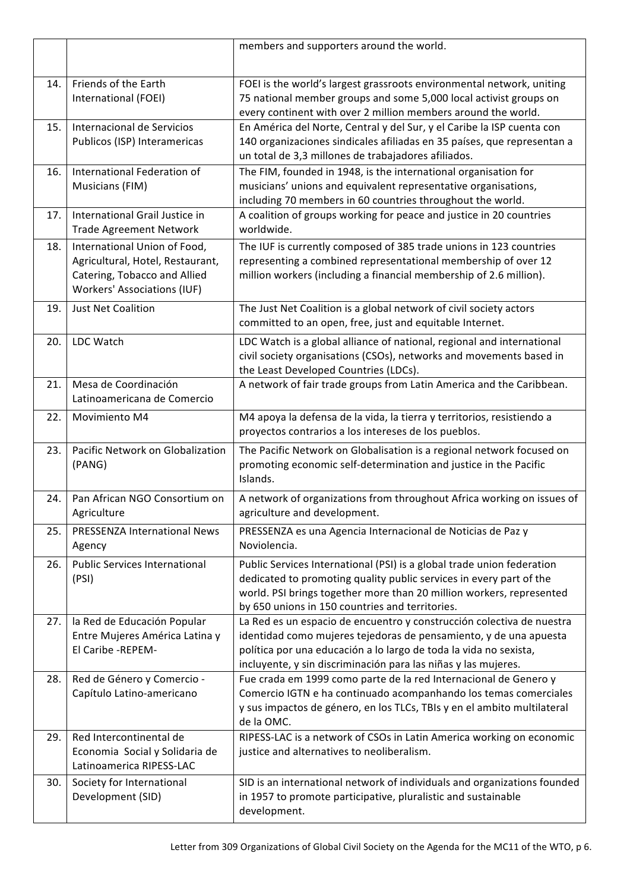| | | |
|---|---|---|
| | | members and supporters around the world. |
| 14. | Friends of the Earth International (FOEI) | FOEI is the world's largest grassroots environmental network, uniting 75 national member groups and some 5,000 local activist groups on every continent with over 2 million members around the world. |
| 15. | Internacional de Servicios Publicos (ISP) Interamericas | En América del Norte, Central y del Sur, y el Caribe la ISP cuenta con 140 organizaciones sindicales afiliadas en 35 países, que representan a un total de 3,3 millones de trabajadores afiliados. |
| 16. | International Federation of Musicians (FIM) | The FIM, founded in 1948, is the international organisation for musicians' unions and equivalent representative organisations, including 70 members in 60 countries throughout the world. |
| 17. | International Grail Justice in Trade Agreement Network | A coalition of groups working for peace and justice in 20 countries worldwide. |
| 18. | International Union of Food, Agricultural, Hotel, Restaurant, Catering, Tobacco and Allied Workers' Associations (IUF) | The IUF is currently composed of 385 trade unions in 123 countries representing a combined representational membership of over 12 million workers (including a financial membership of 2.6 million). |
| 19. | Just Net Coalition | The Just Net Coalition is a global network of civil society actors committed to an open, free, just and equitable Internet. |
| 20. | LDC Watch | LDC Watch is a global alliance of national, regional and international civil society organisations (CSOs), networks and movements based in the Least Developed Countries (LDCs). |
| 21. | Mesa de Coordinación Latinoamericana de Comercio | A network of fair trade groups from Latin America and the Caribbean. |
| 22. | Movimiento M4 | M4 apoya la defensa de la vida, la tierra y territorios, resistiendo a proyectos contrarios a los intereses de los pueblos. |
| 23. | Pacific Network on Globalization (PANG) | The Pacific Network on Globalisation is a regional network focused on promoting economic self-determination and justice in the Pacific Islands. |
| 24. | Pan African NGO Consortium on Agriculture | A network of organizations from throughout Africa working on issues of agriculture and development. |
| 25. | PRESSENZA International News Agency | PRESSENZA es una Agencia Internacional de Noticias de Paz y Noviolencia. |
| 26. | Public Services International (PSI) | Public Services International (PSI) is a global trade union federation dedicated to promoting quality public services in every part of the world. PSI brings together more than 20 million workers, represented by 650 unions in 150 countries and territories. |
| 27. | la Red de Educación Popular Entre Mujeres América Latina y El Caribe -REPEM- | La Red es un espacio de encuentro y construcción colectiva de nuestra identidad como mujeres tejedoras de pensamiento, y de una apuesta política por una educación a lo largo de toda la vida no sexista, incluyente, y sin discriminación para las niñas y las mujeres. |
| 28. | Red de Género y Comercio - Capítulo Latino-americano | Fue crada em 1999 como parte de la red Internacional de Genero y Comercio IGTN e ha continuado acompanhando los temas comerciales y sus impactos de género, en los TLCs, TBIs y en el ambito multilateral de la OMC. |
| 29. | Red Intercontinental de Economia Social y Solidaria de Latinoamerica RIPESS-LAC | RIPESS-LAC is a network of CSOs in Latin America working on economic justice and alternatives to neoliberalism. |
| 30. | Society for International Development (SID) | SID is an international network of individuals and organizations founded in 1957 to promote participative, pluralistic and sustainable development. |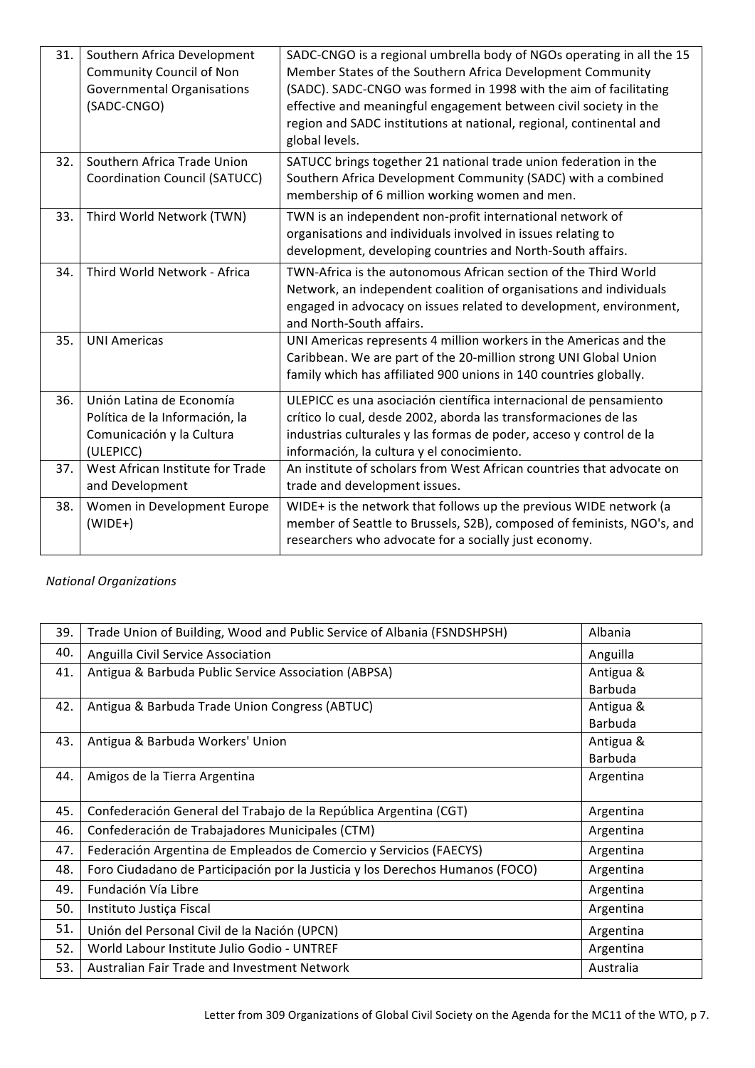| | | |
|---|---|---|
| 31. | Southern Africa Development Community Council of Non Governmental Organisations (SADC-CNGO) | SADC-CNGO is a regional umbrella body of NGOs operating in all the 15 Member States of the Southern Africa Development Community (SADC). SADC-CNGO was formed in 1998 with the aim of facilitating effective and meaningful engagement between civil society in the region and SADC institutions at national, regional, continental and global levels. |
| 32. | Southern Africa Trade Union Coordination Council (SATUCC) | SATUCC brings together 21 national trade union federation in the Southern Africa Development Community (SADC) with a combined membership of 6 million working women and men. |
| 33. | Third World Network (TWN) | TWN is an independent non-profit international network of organisations and individuals involved in issues relating to development, developing countries and North-South affairs. |
| 34. | Third World Network - Africa | TWN-Africa is the autonomous African section of the Third World Network, an independent coalition of organisations and individuals engaged in advocacy on issues related to development, environment, and North-South affairs. |
| 35. | UNI Americas | UNI Americas represents 4 million workers in the Americas and the Caribbean. We are part of the 20-million strong UNI Global Union family which has affiliated 900 unions in 140 countries globally. |
| 36. | Unión Latina de Economía Política de la Información, la Comunicación y la Cultura (ULEPICC) | ULEPICC es una asociación científica internacional de pensamiento crítico lo cual, desde 2002, aborda las transformaciones de las industrias culturales y las formas de poder, acceso y control de la información, la cultura y el conocimiento. |
| 37. | West African Institute for Trade and Development | An institute of scholars from West African countries that advocate on trade and development issues. |
| 38. | Women in Development Europe (WIDE+) | WIDE+ is the network that follows up the previous WIDE network (a member of Seattle to Brussels, S2B), composed of feminists, NGO's, and researchers who advocate for a socially just economy. |

*National Organizations*

| | | |
|---|---|---|
| 39. | Trade Union of Building, Wood and Public Service of Albania (FSNDSHPSH) | Albania |
| 40. | Anguilla Civil Service Association | Anguilla |
| 41. | Antigua & Barbuda Public Service Association (ABPSA) | Antigua & Barbuda |
| 42. | Antigua & Barbuda Trade Union Congress (ABTUC) | Antigua & Barbuda |
| 43. | Antigua & Barbuda Workers' Union | Antigua & Barbuda |
| 44. | Amigos de la Tierra Argentina | Argentina |
| 45. | Confederación General del Trabajo de la República Argentina (CGT) | Argentina |
| 46. | Confederación de Trabajadores Municipales (CTM) | Argentina |
| 47. | Federación Argentina de Empleados de Comercio y Servicios (FAECYS) | Argentina |
| 48. | Foro Ciudadano de Participación por la Justicia y los Derechos Humanos (FOCO) | Argentina |
| 49. | Fundación Vía Libre | Argentina |
| 50. | Instituto Justiça Fiscal | Argentina |
| 51. | Unión del Personal Civil de la Nación (UPCN) | Argentina |
| 52. | World Labour Institute Julio Godio - UNTREF | Argentina |
| 53. | Australian Fair Trade and Investment Network | Australia |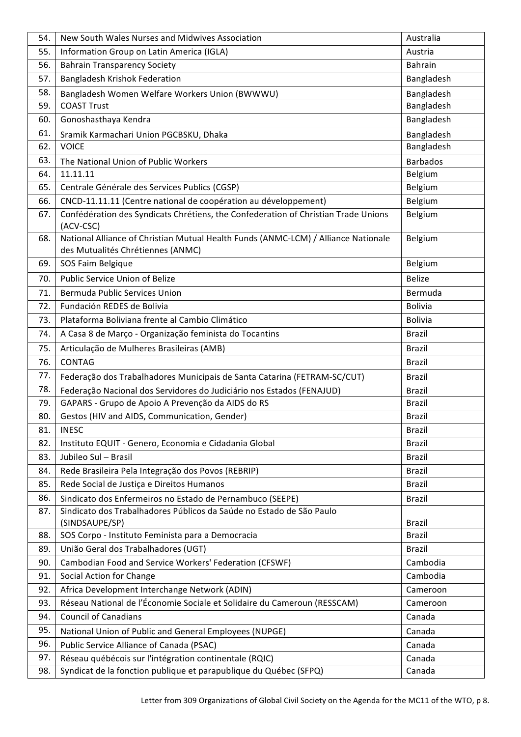| | | |
|---|---|---|
| 54. | New South Wales Nurses and Midwives Association | Australia |
| 55. | Information Group on Latin America (IGLA) | Austria |
| 56. | Bahrain Transparency Society | Bahrain |
| 57. | Bangladesh Krishok Federation | Bangladesh |
| 58. | Bangladesh Women Welfare Workers Union (BWWWU) | Bangladesh |
| 59. | COAST Trust | Bangladesh |
| 60. | Gonoshasthaya Kendra | Bangladesh |
| 61. | Sramik Karmachari Union PGCBSKU, Dhaka | Bangladesh |
| 62. | VOICE | Bangladesh |
| 63. | The National Union of Public Workers | Barbados |
| 64. | 11.11.11 | Belgium |
| 65. | Centrale Générale des Services Publics (CGSP) | Belgium |
| 66. | CNCD-11.11.11 (Centre national de coopération au développement) | Belgium |
| 67. | Confédération des Syndicats Chrétiens, the Confederation of Christian Trade Unions (ACV-CSC) | Belgium |
| 68. | National Alliance of Christian Mutual Health Funds (ANMC-LCM) / Alliance Nationale des Mutualités Chrétiennes (ANMC) | Belgium |
| 69. | SOS Faim Belgique | Belgium |
| 70. | Public Service Union of Belize | Belize |
| 71. | Bermuda Public Services Union | Bermuda |
| 72. | Fundación REDES de Bolivia | Bolivia |
| 73. | Plataforma Boliviana frente al Cambio Climático | Bolivia |
| 74. | A Casa 8 de Março - Organização feminista do Tocantins | Brazil |
| 75. | Articulação de Mulheres Brasileiras (AMB) | Brazil |
| 76. | CONTAG | Brazil |
| 77. | Federação dos Trabalhadores Municipais de Santa Catarina (FETRAM-SC/CUT) | Brazil |
| 78. | Federação Nacional dos Servidores do Judiciário nos Estados (FENAJUD) | Brazil |
| 79. | GAPARS - Grupo de Apoio A Prevenção da AIDS do RS | Brazil |
| 80. | Gestos (HIV and AIDS, Communication, Gender) | Brazil |
| 81. | INESC | Brazil |
| 82. | Instituto EQUIT - Genero, Economia e Cidadania Global | Brazil |
| 83. | Jubileo Sul – Brasil | Brazil |
| 84. | Rede Brasileira Pela Integração dos Povos (REBRIP) | Brazil |
| 85. | Rede Social de Justiça e Direitos Humanos | Brazil |
| 86. | Sindicato dos Enfermeiros no Estado de Pernambuco (SEEPE) | Brazil |
| 87. | Sindicato dos Trabalhadores Públicos da Saúde no Estado de São Paulo (SINDSAUPE/SP) | Brazil |
| 88. | SOS Corpo - Instituto Feminista para a Democracia | Brazil |
| 89. | União Geral dos Trabalhadores (UGT) | Brazil |
| 90. | Cambodian Food and Service Workers' Federation (CFSWF) | Cambodia |
| 91. | Social Action for Change | Cambodia |
| 92. | Africa Development Interchange Network (ADIN) | Cameroon |
| 93. | Réseau National de l'Économie Sociale et Solidaire du Cameroun (RESSCAM) | Cameroon |
| 94. | Council of Canadians | Canada |
| 95. | National Union of Public and General Employees (NUPGE) | Canada |
| 96. | Public Service Alliance of Canada (PSAC) | Canada |
| 97. | Réseau québécois sur l'intégration continentale (RQIC) | Canada |
| 98. | Syndicat de la fonction publique et parapublique du Québec (SFPQ) | Canada |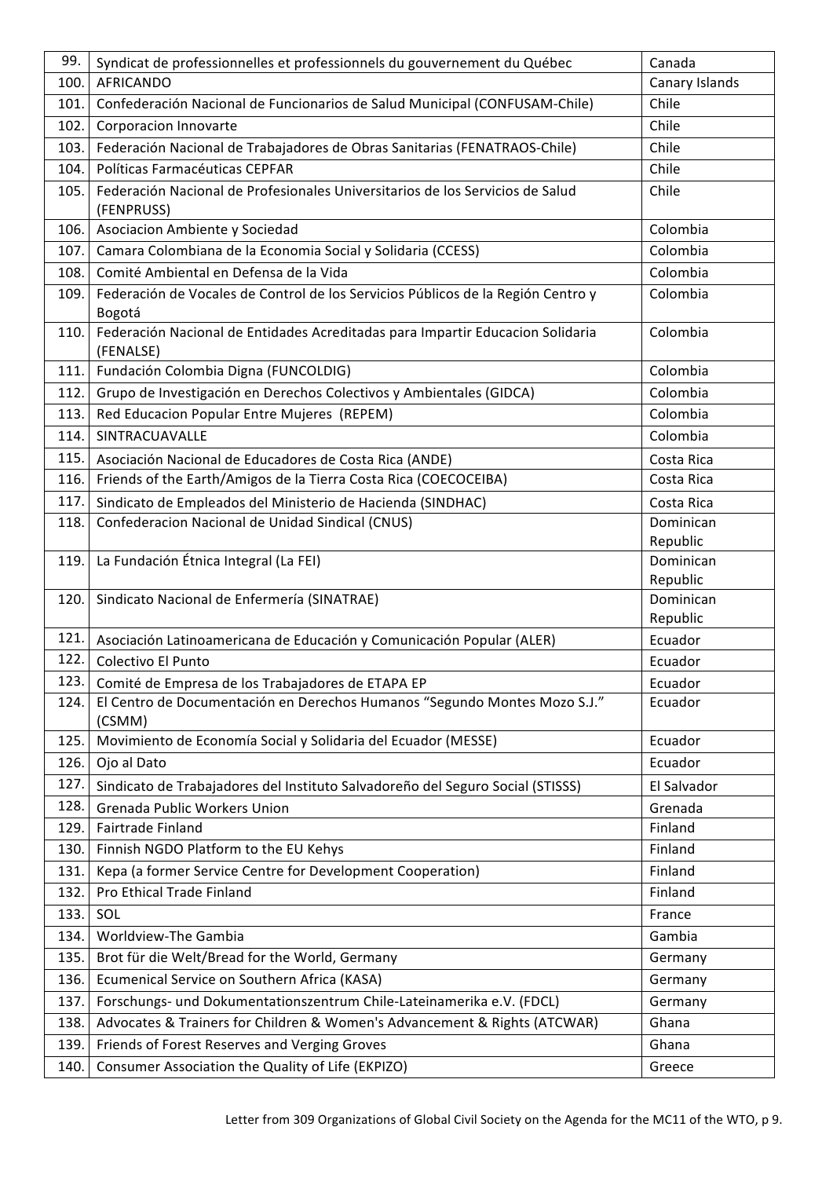| | | |
|---|---|---|
| 99. | Syndicat de professionnelles et professionnels du gouvernement du Québec | Canada |
| 100. | AFRICANDO | Canary Islands |
| 101. | Confederación Nacional de Funcionarios de Salud Municipal (CONFUSAM-Chile) | Chile |
| 102. | Corporacion Innovarte | Chile |
| 103. | Federación Nacional de Trabajadores de Obras Sanitarias (FENATRAOS-Chile) | Chile |
| 104. | Políticas Farmacéuticas CEPFAR | Chile |
| 105. | Federación Nacional de Profesionales Universitarios de los Servicios de Salud (FENPRUSS) | Chile |
| 106. | Asociacion Ambiente y Sociedad | Colombia |
| 107. | Camara Colombiana de la Economia Social y Solidaria (CCESS) | Colombia |
| 108. | Comité Ambiental en Defensa de la Vida | Colombia |
| 109. | Federación de Vocales de Control de los Servicios Públicos de la Región Centro y Bogotá | Colombia |
| 110. | Federación Nacional de Entidades Acreditadas para Impartir Educacion Solidaria (FENALSE) | Colombia |
| 111. | Fundación Colombia Digna (FUNCOLDIG) | Colombia |
| 112. | Grupo de Investigación en Derechos Colectivos y Ambientales (GIDCA) | Colombia |
| 113. | Red Educacion Popular Entre Mujeres (REPEM) | Colombia |
| 114. | SINTRACUAVALLE | Colombia |
| 115. | Asociación Nacional de Educadores de Costa Rica (ANDE) | Costa Rica |
| 116. | Friends of the Earth/Amigos de la Tierra Costa Rica (COECOCEIBA) | Costa Rica |
| 117. | Sindicato de Empleados del Ministerio de Hacienda (SINDHAC) | Costa Rica |
| 118. | Confederacion Nacional de Unidad Sindical (CNUS) | Dominican Republic |
| 119. | La Fundación Étnica Integral (La FEI) | Dominican Republic |
| 120. | Sindicato Nacional de Enfermería (SINATRAE) | Dominican Republic |
| 121. | Asociación Latinoamericana de Educación y Comunicación Popular (ALER) | Ecuador |
| 122. | Colectivo El Punto | Ecuador |
| 123. | Comité de Empresa de los Trabajadores de ETAPA EP | Ecuador |
| 124. | El Centro de Documentación en Derechos Humanos "Segundo Montes Mozo S.J." (CSMM) | Ecuador |
| 125. | Movimiento de Economía Social y Solidaria del Ecuador (MESSE) | Ecuador |
| 126. | Ojo al Dato | Ecuador |
| 127. | Sindicato de Trabajadores del Instituto Salvadoreño del Seguro Social (STISSS) | El Salvador |
| 128. | Grenada Public Workers Union | Grenada |
| 129. | Fairtrade Finland | Finland |
| 130. | Finnish NGDO Platform to the EU Kehys | Finland |
| 131. | Kepa (a former Service Centre for Development Cooperation) | Finland |
| 132. | Pro Ethical Trade Finland | Finland |
| 133. | SOL | France |
| 134. | Worldview-The Gambia | Gambia |
| 135. | Brot für die Welt/Bread for the World, Germany | Germany |
| 136. | Ecumenical Service on Southern Africa (KASA) | Germany |
| 137. | Forschungs- und Dokumentationszentrum Chile-Lateinamerika e.V. (FDCL) | Germany |
| 138. | Advocates & Trainers for Children & Women's Advancement & Rights (ATCWAR) | Ghana |
| 139. | Friends of Forest Reserves and Verging Groves | Ghana |
| 140. | Consumer Association the Quality of Life (EKPIZO) | Greece |

Letter from 309 Organizations of Global Civil Society on the Agenda for the MC11 of the WTO, p 9.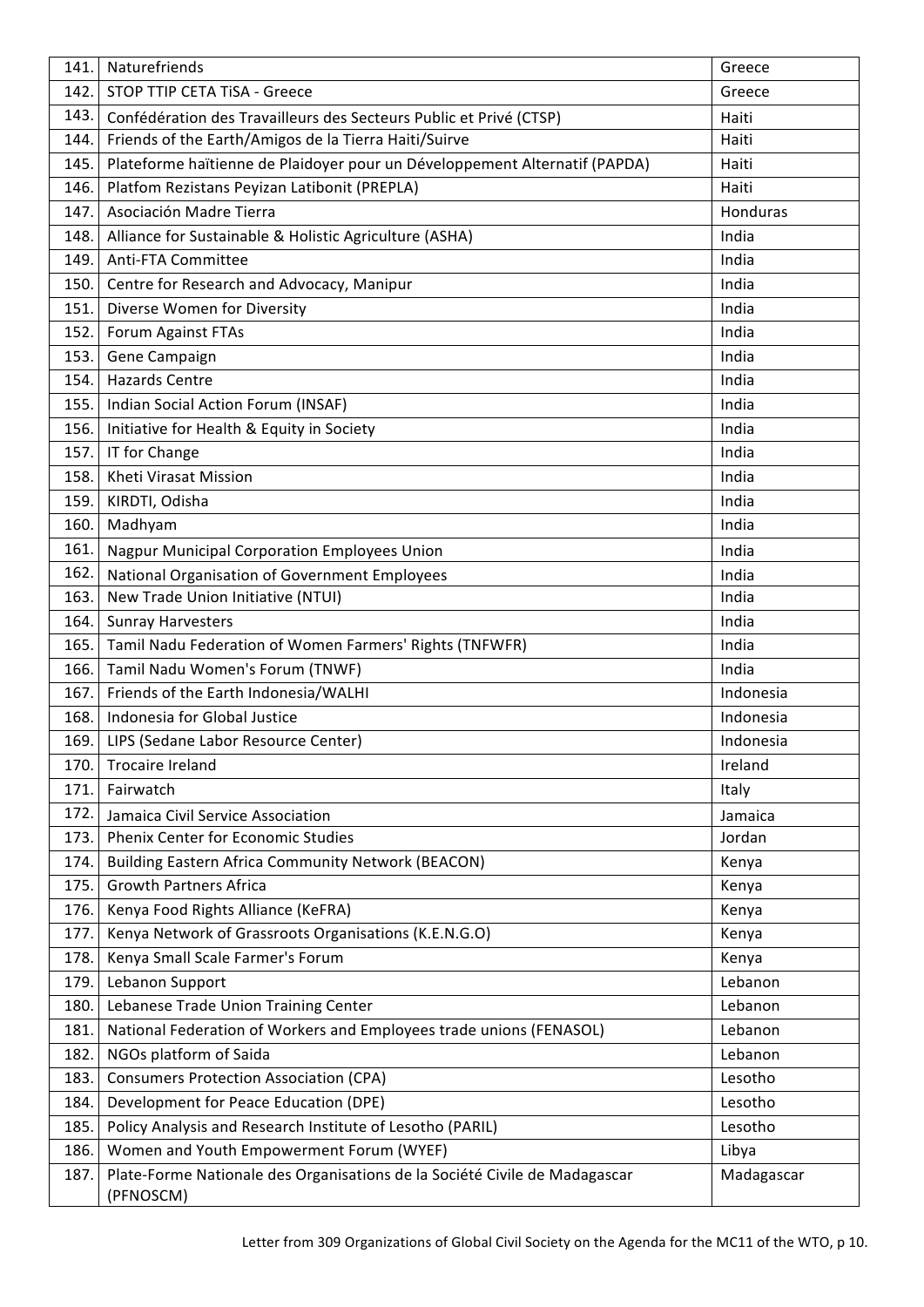| | | |
|---|---|---|
| 141. | Naturefriends | Greece |
| 142. | STOP TTIP CETA TiSA - Greece | Greece |
| 143. | Confédération des Travailleurs des Secteurs Public et Privé (CTSP) | Haiti |
| 144. | Friends of the Earth/Amigos de la Tierra Haiti/Suirve | Haiti |
| 145. | Plateforme haïtienne de Plaidoyer pour un Développement Alternatif (PAPDA) | Haiti |
| 146. | Platfom Rezistans Peyizan Latibonit (PREPLA) | Haiti |
| 147. | Asociación Madre Tierra | Honduras |
| 148. | Alliance for Sustainable & Holistic Agriculture (ASHA) | India |
| 149. | Anti-FTA Committee | India |
| 150. | Centre for Research and Advocacy, Manipur | India |
| 151. | Diverse Women for Diversity | India |
| 152. | Forum Against FTAs | India |
| 153. | Gene Campaign | India |
| 154. | Hazards Centre | India |
| 155. | Indian Social Action Forum (INSAF) | India |
| 156. | Initiative for Health & Equity in Society | India |
| 157. | IT for Change | India |
| 158. | Kheti Virasat Mission | India |
| 159. | KIRDTI, Odisha | India |
| 160. | Madhyam | India |
| 161. | Nagpur Municipal Corporation Employees Union | India |
| 162. | National Organisation of Government Employees | India |
| 163. | New Trade Union Initiative (NTUI) | India |
| 164. | Sunray Harvesters | India |
| 165. | Tamil Nadu Federation of Women Farmers' Rights (TNFWFR) | India |
| 166. | Tamil Nadu Women's Forum (TNWF) | India |
| 167. | Friends of the Earth Indonesia/WALHI | Indonesia |
| 168. | Indonesia for Global Justice | Indonesia |
| 169. | LIPS (Sedane Labor Resource Center) | Indonesia |
| 170. | Trocaire Ireland | Ireland |
| 171. | Fairwatch | Italy |
| 172. | Jamaica Civil Service Association | Jamaica |
| 173. | Phenix Center for Economic Studies | Jordan |
| 174. | Building Eastern Africa Community Network (BEACON) | Kenya |
| 175. | Growth Partners Africa | Kenya |
| 176. | Kenya Food Rights Alliance (KeFRA) | Kenya |
| 177. | Kenya Network of Grassroots Organisations (K.E.N.G.O) | Kenya |
| 178. | Kenya Small Scale Farmer's Forum | Kenya |
| 179. | Lebanon Support | Lebanon |
| 180. | Lebanese Trade Union Training Center | Lebanon |
| 181. | National Federation of Workers and Employees trade unions (FENASOL) | Lebanon |
| 182. | NGOs platform of Saida | Lebanon |
| 183. | Consumers Protection Association (CPA) | Lesotho |
| 184. | Development for Peace Education (DPE) | Lesotho |
| 185. | Policy Analysis and Research Institute of Lesotho (PARIL) | Lesotho |
| 186. | Women and Youth Empowerment Forum (WYEF) | Libya |
| 187. | Plate-Forme Nationale des Organisations de la Société Civile de Madagascar (PFNOSCM) | Madagascar |

Letter from 309 Organizations of Global Civil Society on the Agenda for the MC11 of the WTO, p 10.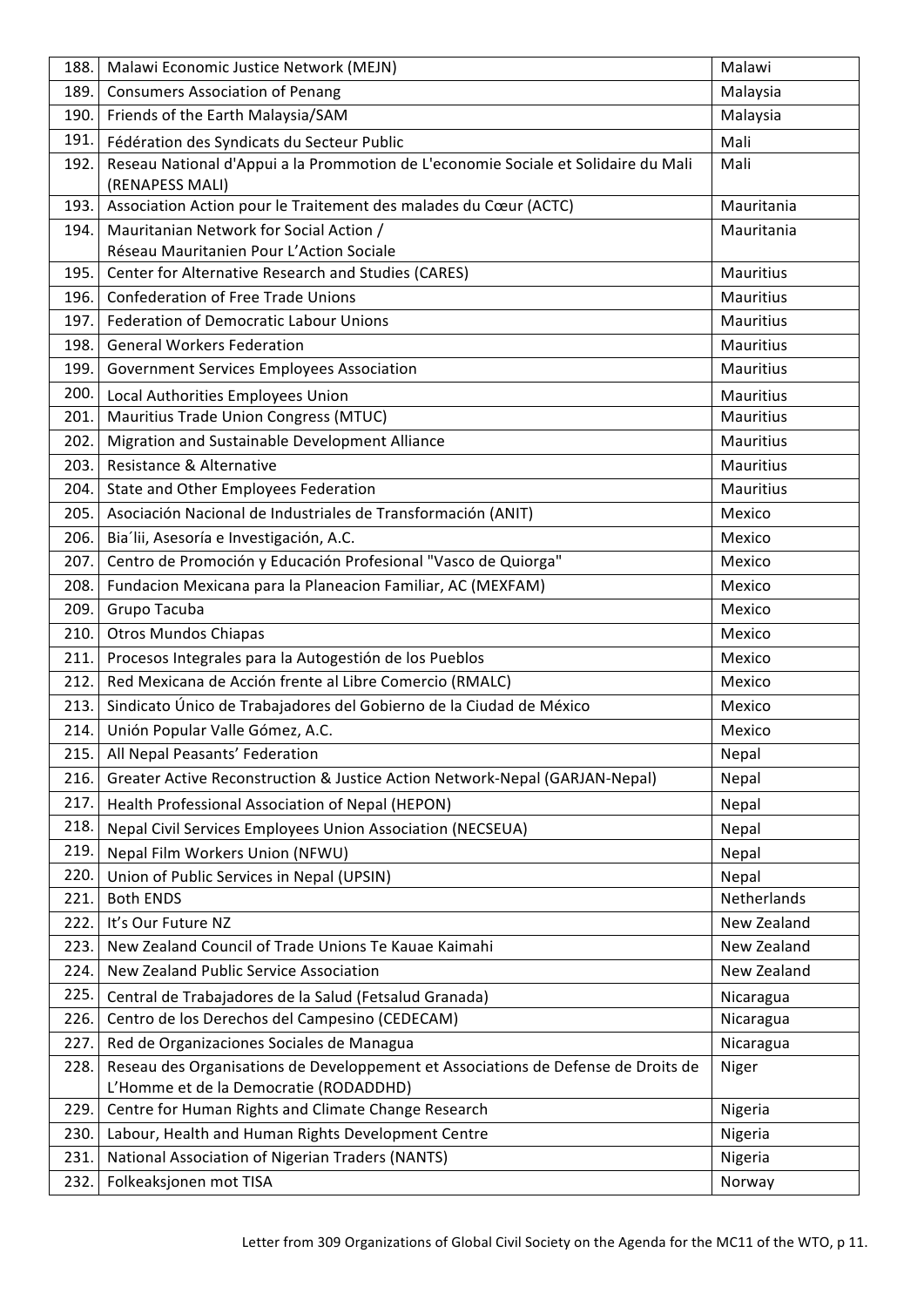| | | |
|---|---|---|
| 188. | Malawi Economic Justice Network (MEJN) | Malawi |
| 189. | Consumers Association of Penang | Malaysia |
| 190. | Friends of the Earth Malaysia/SAM | Malaysia |
| 191. | Fédération des Syndicats du Secteur Public | Mali |
| 192. | Reseau National d'Appui a la Prommotion de L'economie Sociale et Solidaire du Mali (RENAPESS MALI) | Mali |
| 193. | Association Action pour le Traitement des malades du Cœur (ACTC) | Mauritania |
| 194. | Mauritanian Network for Social Action / Réseau Mauritanien Pour L'Action Sociale | Mauritania |
| 195. | Center for Alternative Research and Studies (CARES) | Mauritius |
| 196. | Confederation of Free Trade Unions | Mauritius |
| 197. | Federation of Democratic Labour Unions | Mauritius |
| 198. | General Workers Federation | Mauritius |
| 199. | Government Services Employees Association | Mauritius |
| 200. | Local Authorities Employees Union | Mauritius |
| 201. | Mauritius Trade Union Congress (MTUC) | Mauritius |
| 202. | Migration and Sustainable Development Alliance | Mauritius |
| 203. | Resistance & Alternative | Mauritius |
| 204. | State and Other Employees Federation | Mauritius |
| 205. | Asociación Nacional de Industriales de Transformación (ANIT) | Mexico |
| 206. | Bia´lii, Asesoría e Investigación, A.C. | Mexico |
| 207. | Centro de Promoción y Educación Profesional "Vasco de Quiorga" | Mexico |
| 208. | Fundacion Mexicana para la Planeacion Familiar, AC (MEXFAM) | Mexico |
| 209. | Grupo Tacuba | Mexico |
| 210. | Otros Mundos Chiapas | Mexico |
| 211. | Procesos Integrales para la Autogestión de los Pueblos | Mexico |
| 212. | Red Mexicana de Acción frente al Libre Comercio (RMALC) | Mexico |
| 213. | Sindicato Único de Trabajadores del Gobierno de la Ciudad de México | Mexico |
| 214. | Unión Popular Valle Gómez, A.C. | Mexico |
| 215. | All Nepal Peasants' Federation | Nepal |
| 216. | Greater Active Reconstruction & Justice Action Network-Nepal (GARJAN-Nepal) | Nepal |
| 217. | Health Professional Association of Nepal (HEPON) | Nepal |
| 218. | Nepal Civil Services Employees Union Association (NECSEUA) | Nepal |
| 219. | Nepal Film Workers Union (NFWU) | Nepal |
| 220. | Union of Public Services in Nepal (UPSIN) | Nepal |
| 221. | Both ENDS | Netherlands |
| 222. | It's Our Future NZ | New Zealand |
| 223. | New Zealand Council of Trade Unions Te Kauae Kaimahi | New Zealand |
| 224. | New Zealand Public Service Association | New Zealand |
| 225. | Central de Trabajadores de la Salud (Fetsalud Granada) | Nicaragua |
| 226. | Centro de los Derechos del Campesino (CEDECAM) | Nicaragua |
| 227. | Red de Organizaciones Sociales de Managua | Nicaragua |
| 228. | Reseau des Organisations de Developpement et Associations de Defense de Droits de L'Homme et de la Democratie (RODADDHD) | Niger |
| 229. | Centre for Human Rights and Climate Change Research | Nigeria |
| 230. | Labour, Health and Human Rights Development Centre | Nigeria |
| 231. | National Association of Nigerian Traders (NANTS) | Nigeria |
| 232. | Folkeaksjonen mot TISA | Norway |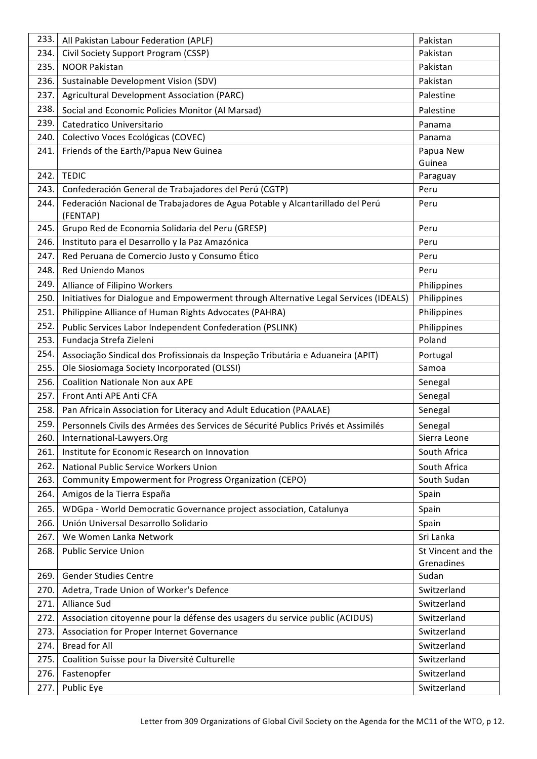| | | |
|---|---|---|
| 233. | All Pakistan Labour Federation (APLF) | Pakistan |
| 234. | Civil Society Support Program (CSSP) | Pakistan |
| 235. | NOOR Pakistan | Pakistan |
| 236. | Sustainable Development Vision (SDV) | Pakistan |
| 237. | Agricultural Development Association (PARC) | Palestine |
| 238. | Social and Economic Policies Monitor (Al Marsad) | Palestine |
| 239. | Catedratico Universitario | Panama |
| 240. | Colectivo Voces Ecológicas (COVEC) | Panama |
| 241. | Friends of the Earth/Papua New Guinea | Papua New Guinea |
| 242. | TEDIC | Paraguay |
| 243. | Confederación General de Trabajadores del Perú (CGTP) | Peru |
| 244. | Federación Nacional de Trabajadores de Agua Potable y Alcantarillado del Perú (FENTAP) | Peru |
| 245. | Grupo Red de Economia Solidaria del Peru (GRESP) | Peru |
| 246. | Instituto para el Desarrollo y la Paz Amazónica | Peru |
| 247. | Red Peruana de Comercio Justo y Consumo Ético | Peru |
| 248. | Red Uniendo Manos | Peru |
| 249. | Alliance of Filipino Workers | Philippines |
| 250. | Initiatives for Dialogue and Empowerment through Alternative Legal Services (IDEALS) | Philippines |
| 251. | Philippine Alliance of Human Rights Advocates (PAHRA) | Philippines |
| 252. | Public Services Labor Independent Confederation (PSLINK) | Philippines |
| 253. | Fundacja Strefa Zieleni | Poland |
| 254. | Associação Sindical dos Profissionais da Inspeção Tributária e Aduaneira (APIT) | Portugal |
| 255. | Ole Siosiomaga Society Incorporated (OLSSI) | Samoa |
| 256. | Coalition Nationale Non aux APE | Senegal |
| 257. | Front Anti APE Anti CFA | Senegal |
| 258. | Pan Africain Association for Literacy and Adult Education (PAALAE) | Senegal |
| 259. | Personnels Civils des Armées des Services de Sécurité Publics Privés et Assimilés | Senegal |
| 260. | International-Lawyers.Org | Sierra Leone |
| 261. | Institute for Economic Research on Innovation | South Africa |
| 262. | National Public Service Workers Union | South Africa |
| 263. | Community Empowerment for Progress Organization (CEPO) | South Sudan |
| 264. | Amigos de la Tierra España | Spain |
| 265. | WDGpa - World Democratic Governance project association, Catalunya | Spain |
| 266. | Unión Universal Desarrollo Solidario | Spain |
| 267. | We Women Lanka Network | Sri Lanka |
| 268. | Public Service Union | St Vincent and the Grenadines |
| 269. | Gender Studies Centre | Sudan |
| 270. | Adetra, Trade Union of Worker's Defence | Switzerland |
| 271. | Alliance Sud | Switzerland |
| 272. | Association citoyenne pour la défense des usagers du service public (ACIDUS) | Switzerland |
| 273. | Association for Proper Internet Governance | Switzerland |
| 274. | Bread for All | Switzerland |
| 275. | Coalition Suisse pour la Diversité Culturelle | Switzerland |
| 276. | Fastenopfer | Switzerland |
| 277. | Public Eye | Switzerland |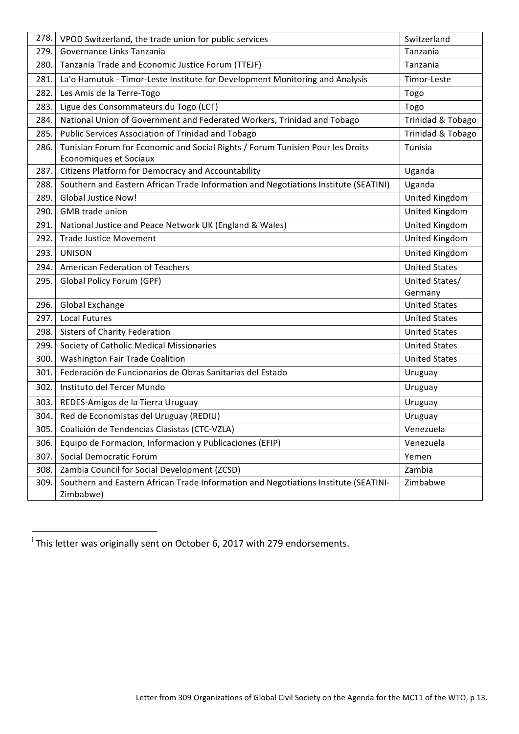| | | |
|---|---|---|
| 278. | VPOD Switzerland, the trade union for public services | Switzerland |
| 279. | Governance Links Tanzania | Tanzania |
| 280. | Tanzania Trade and Economic Justice Forum (TTEJF) | Tanzania |
| 281. | La'o Hamutuk - Timor-Leste Institute for Development Monitoring and Analysis | Timor-Leste |
| 282. | Les Amis de la Terre-Togo | Togo |
| 283. | Ligue des Consommateurs du Togo (LCT) | Togo |
| 284. | National Union of Government and Federated Workers, Trinidad and Tobago | Trinidad & Tobago |
| 285. | Public Services Association of Trinidad and Tobago | Trinidad & Tobago |
| 286. | Tunisian Forum for Economic and Social Rights / Forum Tunisien Pour les Droits Economiques et Sociaux | Tunisia |
| 287. | Citizens Platform for Democracy and Accountability | Uganda |
| 288. | Southern and Eastern African Trade Information and Negotiations Institute (SEATINI) | Uganda |
| 289. | Global Justice Now! | United Kingdom |
| 290. | GMB trade union | United Kingdom |
| 291. | National Justice and Peace Network UK (England & Wales) | United Kingdom |
| 292. | Trade Justice Movement | United Kingdom |
| 293. | UNISON | United Kingdom |
| 294. | American Federation of Teachers | United States |
| 295. | Global Policy Forum (GPF) | United States/ Germany |
| 296. | Global Exchange | United States |
| 297. | Local Futures | United States |
| 298. | Sisters of Charity Federation | United States |
| 299. | Society of Catholic Medical Missionaries | United States |
| 300. | Washington Fair Trade Coalition | United States |
| 301. | Federación de Funcionarios de Obras Sanitarias del Estado | Uruguay |
| 302. | Instituto del Tercer Mundo | Uruguay |
| 303. | REDES-Amigos de la Tierra Uruguay | Uruguay |
| 304. | Red de Economistas del Uruguay (REDIU) | Uruguay |
| 305. | Coalición de Tendencias Clasistas (CTC-VZLA) | Venezuela |
| 306. | Equipo de Formacion, Informacion y Publicaciones (EFIP) | Venezuela |
| 307. | Social Democratic Forum | Yemen |
| 308. | Zambia Council for Social Development (ZCSD) | Zambia |
| 309. | Southern and Eastern African Trade Information and Negotiations Institute (SEATINI-Zimbabwe) | Zimbabwe |

[i] This letter was originally sent on October 6, 2017 with 279 endorsements.